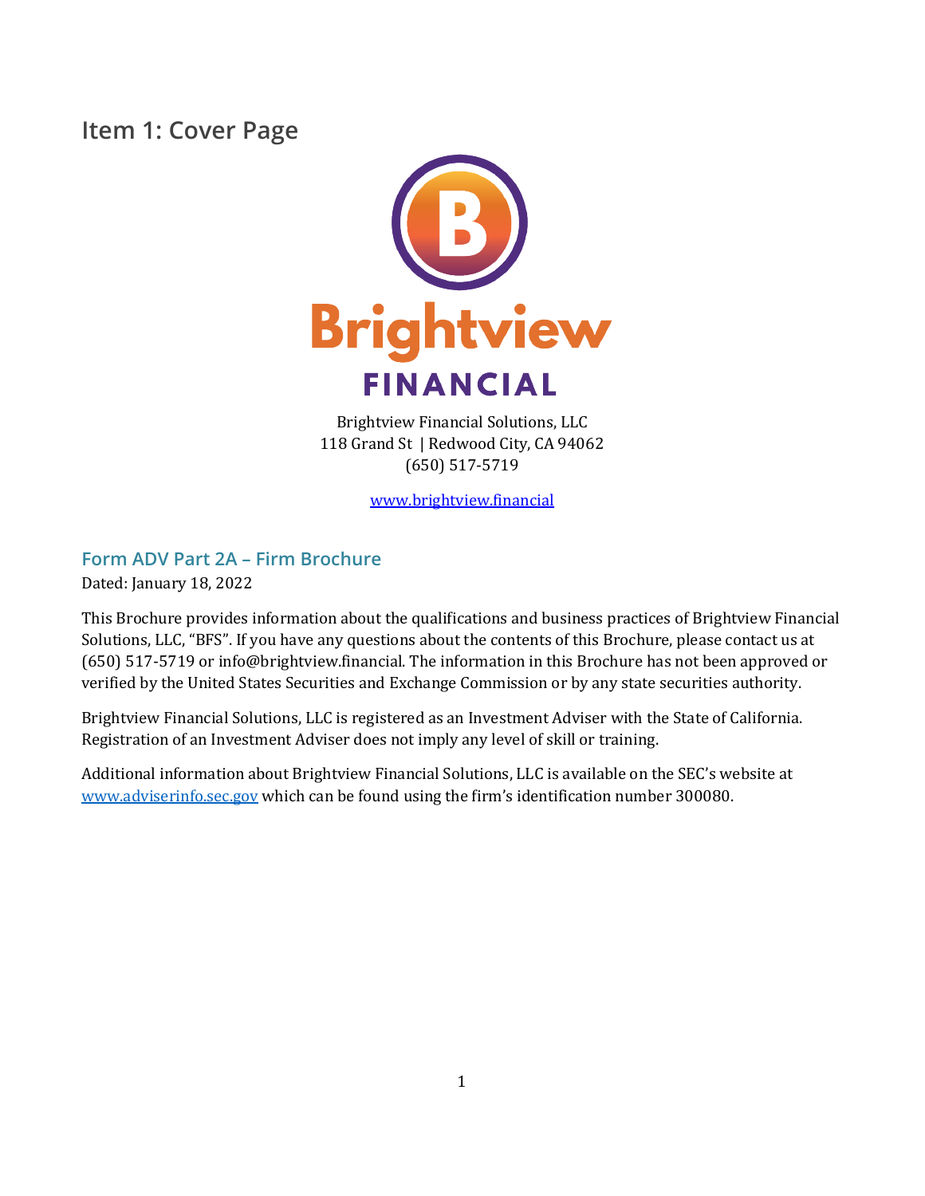# Item 1: Cover Page

Brightview Financial Solutions, LLC
118 Grand St | Redwood City, CA 94062
(650) 517-5719

www.brightview.financial

## Form ADV Part 2A – Firm Brochure

Dated: January 18, 2022

This Brochure provides information about the qualifications and business practices of Brightview Financial Solutions, LLC, "BFS". If you have any questions about the contents of this Brochure, please contact us at (650) 517-5719 or info@brightview.financial. The information in this Brochure has not been approved or verified by the United States Securities and Exchange Commission or by any state securities authority.

Brightview Financial Solutions, LLC is registered as an Investment Adviser with the State of California. Registration of an Investment Adviser does not imply any level of skill or training.

Additional information about Brightview Financial Solutions, LLC is available on the SEC's website at www.adviserinfo.sec.gov which can be found using the firm's identification number 300080.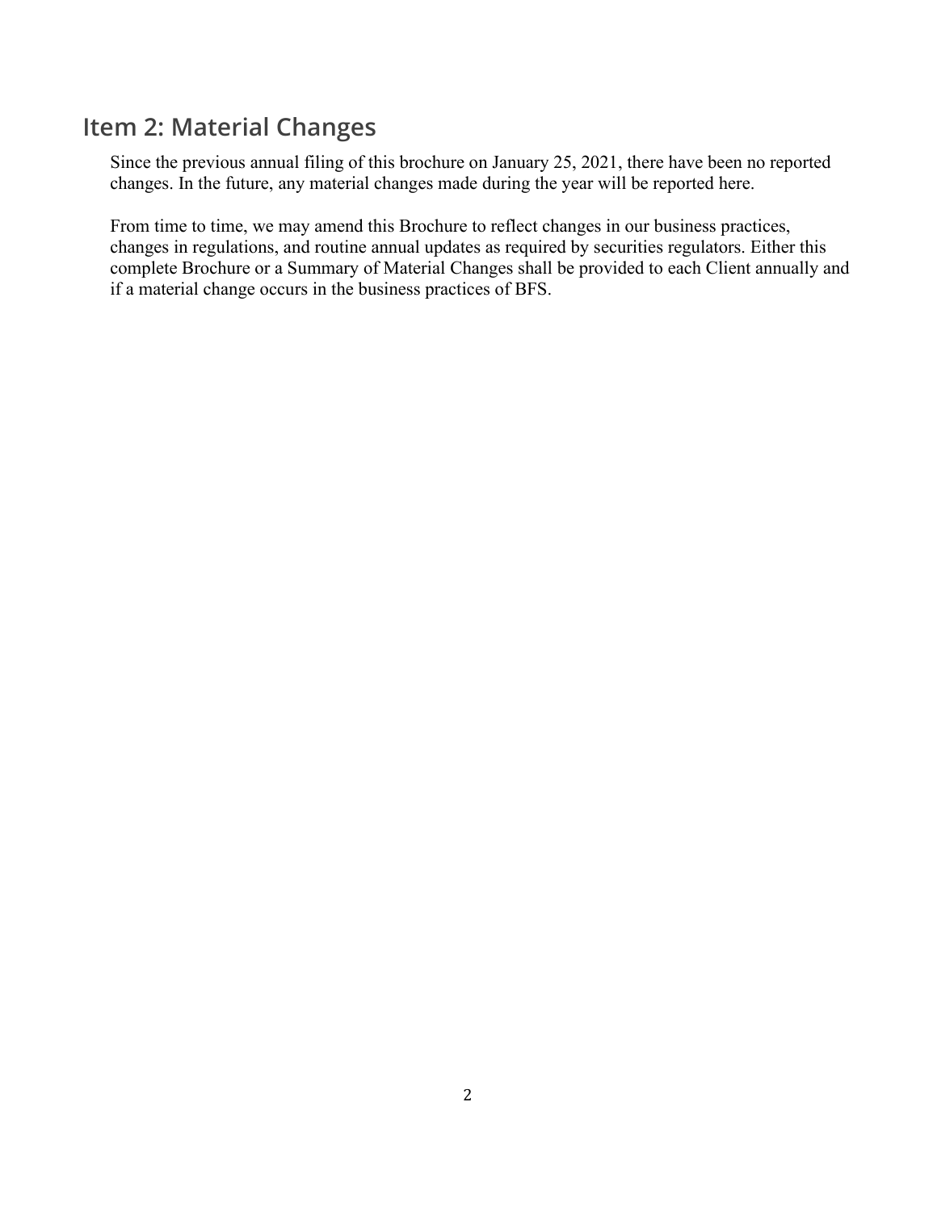## Item 2: Material Changes

Since the previous annual filing of this brochure on January 25, 2021, there have been no reported changes. In the future, any material changes made during the year will be reported here.

From time to time, we may amend this Brochure to reflect changes in our business practices, changes in regulations, and routine annual updates as required by securities regulators. Either this complete Brochure or a Summary of Material Changes shall be provided to each Client annually and if a material change occurs in the business practices of BFS.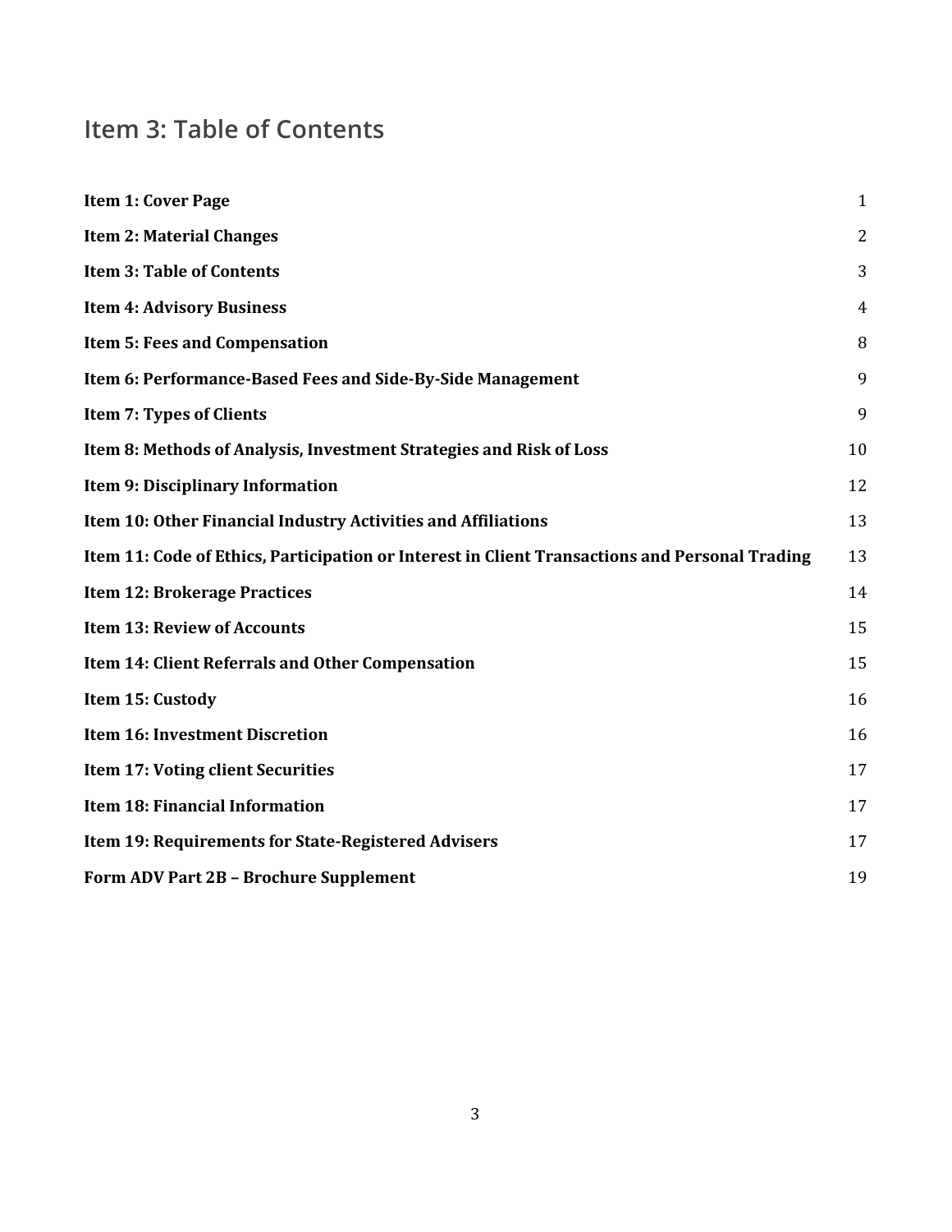## Item 3: Table of Contents

| | |
|---|---|
| **Item 1: Cover Page** | 1 |
| **Item 2: Material Changes** | 2 |
| **Item 3: Table of Contents** | 3 |
| **Item 4: Advisory Business** | 4 |
| **Item 5: Fees and Compensation** | 8 |
| **Item 6: Performance-Based Fees and Side-By-Side Management** | 9 |
| **Item 7: Types of Clients** | 9 |
| **Item 8: Methods of Analysis, Investment Strategies and Risk of Loss** | 10 |
| **Item 9: Disciplinary Information** | 12 |
| **Item 10: Other Financial Industry Activities and Affiliations** | 13 |
| **Item 11: Code of Ethics, Participation or Interest in Client Transactions and Personal Trading** | 13 |
| **Item 12: Brokerage Practices** | 14 |
| **Item 13: Review of Accounts** | 15 |
| **Item 14: Client Referrals and Other Compensation** | 15 |
| **Item 15: Custody** | 16 |
| **Item 16: Investment Discretion** | 16 |
| **Item 17: Voting client Securities** | 17 |
| **Item 18: Financial Information** | 17 |
| **Item 19: Requirements for State-Registered Advisers** | 17 |
| **Form ADV Part 2B – Brochure Supplement** | 19 |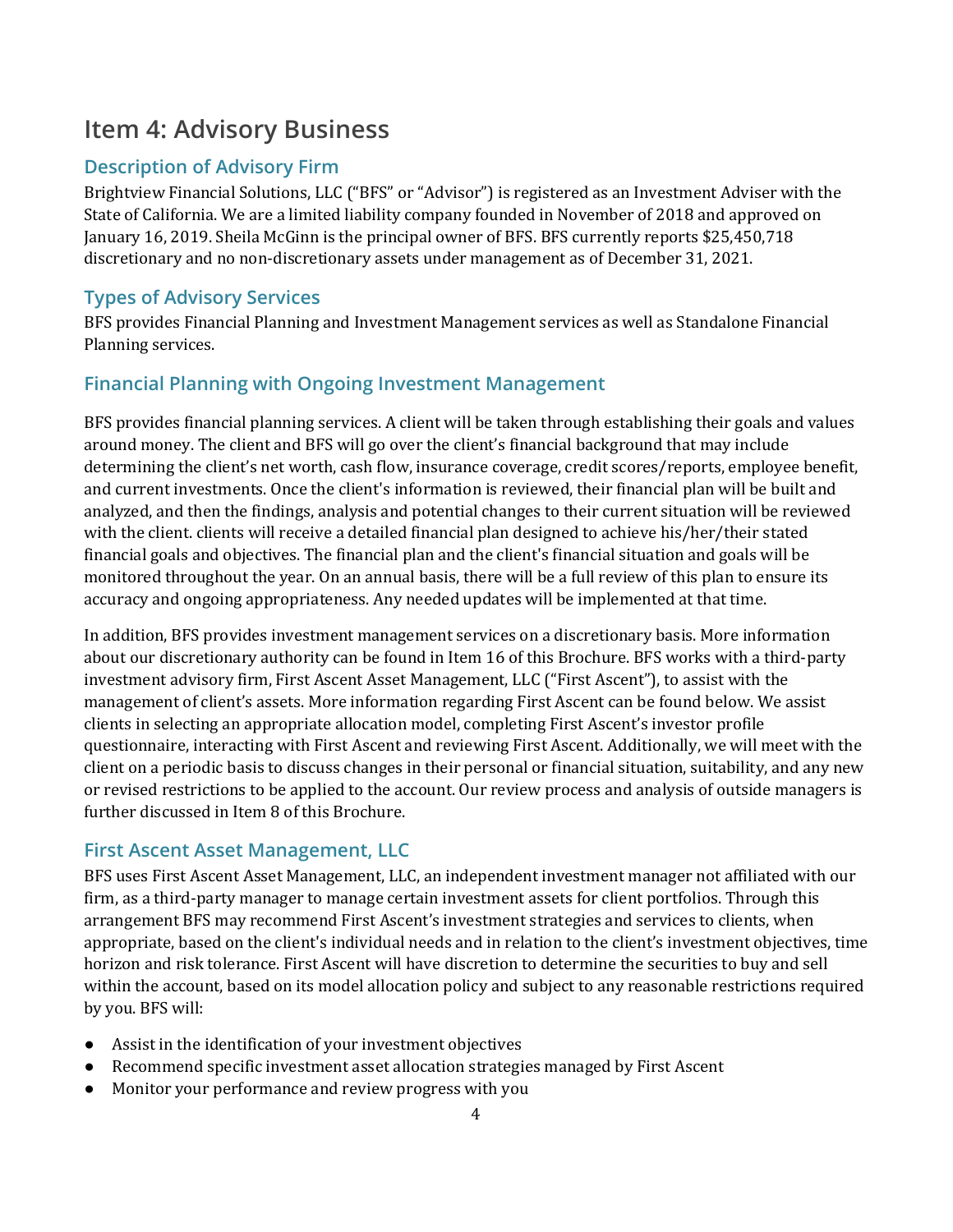# Item 4: Advisory Business

## Description of Advisory Firm

Brightview Financial Solutions, LLC ("BFS" or "Advisor") is registered as an Investment Adviser with the State of California. We are a limited liability company founded in November of 2018 and approved on January 16, 2019. Sheila McGinn is the principal owner of BFS. BFS currently reports $25,450,718 discretionary and no non-discretionary assets under management as of December 31, 2021.

## Types of Advisory Services

BFS provides Financial Planning and Investment Management services as well as Standalone Financial Planning services.

## Financial Planning with Ongoing Investment Management

BFS provides financial planning services. A client will be taken through establishing their goals and values around money. The client and BFS will go over the client's financial background that may include determining the client's net worth, cash flow, insurance coverage, credit scores/reports, employee benefit, and current investments. Once the client's information is reviewed, their financial plan will be built and analyzed, and then the findings, analysis and potential changes to their current situation will be reviewed with the client. clients will receive a detailed financial plan designed to achieve his/her/their stated financial goals and objectives. The financial plan and the client's financial situation and goals will be monitored throughout the year. On an annual basis, there will be a full review of this plan to ensure its accuracy and ongoing appropriateness. Any needed updates will be implemented at that time.

In addition, BFS provides investment management services on a discretionary basis. More information about our discretionary authority can be found in Item 16 of this Brochure. BFS works with a third-party investment advisory firm, First Ascent Asset Management, LLC ("First Ascent"), to assist with the management of client's assets. More information regarding First Ascent can be found below. We assist clients in selecting an appropriate allocation model, completing First Ascent's investor profile questionnaire, interacting with First Ascent and reviewing First Ascent. Additionally, we will meet with the client on a periodic basis to discuss changes in their personal or financial situation, suitability, and any new or revised restrictions to be applied to the account. Our review process and analysis of outside managers is further discussed in Item 8 of this Brochure.

## First Ascent Asset Management, LLC

BFS uses First Ascent Asset Management, LLC, an independent investment manager not affiliated with our firm, as a third-party manager to manage certain investment assets for client portfolios. Through this arrangement BFS may recommend First Ascent's investment strategies and services to clients, when appropriate, based on the client's individual needs and in relation to the client's investment objectives, time horizon and risk tolerance. First Ascent will have discretion to determine the securities to buy and sell within the account, based on its model allocation policy and subject to any reasonable restrictions required by you. BFS will:

- Assist in the identification of your investment objectives
- Recommend specific investment asset allocation strategies managed by First Ascent
- Monitor your performance and review progress with you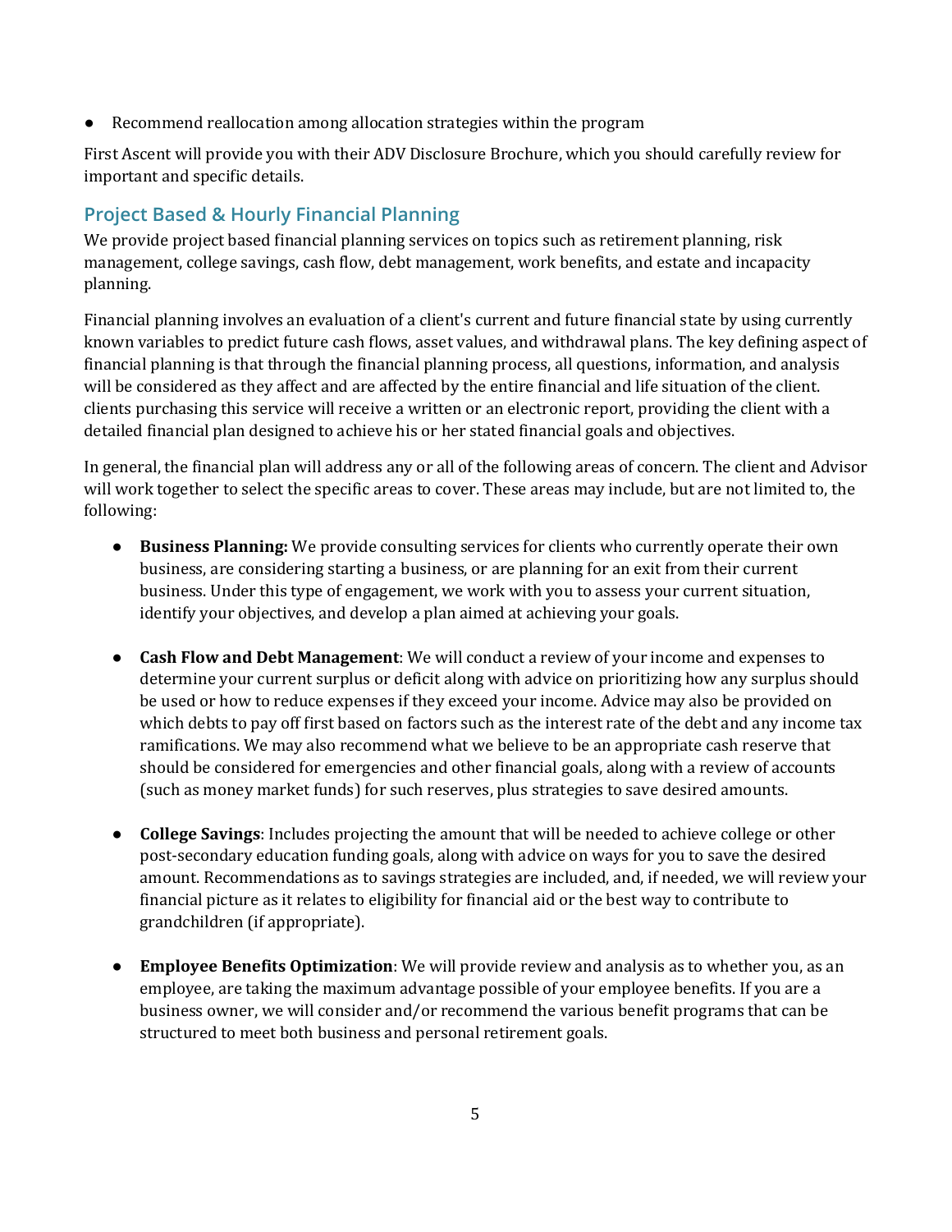- Recommend reallocation among allocation strategies within the program

First Ascent will provide you with their ADV Disclosure Brochure, which you should carefully review for important and specific details.

## Project Based & Hourly Financial Planning

We provide project based financial planning services on topics such as retirement planning, risk management, college savings, cash flow, debt management, work benefits, and estate and incapacity planning.

Financial planning involves an evaluation of a client's current and future financial state by using currently known variables to predict future cash flows, asset values, and withdrawal plans. The key defining aspect of financial planning is that through the financial planning process, all questions, information, and analysis will be considered as they affect and are affected by the entire financial and life situation of the client. clients purchasing this service will receive a written or an electronic report, providing the client with a detailed financial plan designed to achieve his or her stated financial goals and objectives.

In general, the financial plan will address any or all of the following areas of concern. The client and Advisor will work together to select the specific areas to cover. These areas may include, but are not limited to, the following:

- **Business Planning:** We provide consulting services for clients who currently operate their own business, are considering starting a business, or are planning for an exit from their current business. Under this type of engagement, we work with you to assess your current situation, identify your objectives, and develop a plan aimed at achieving your goals.

- **Cash Flow and Debt Management**: We will conduct a review of your income and expenses to determine your current surplus or deficit along with advice on prioritizing how any surplus should be used or how to reduce expenses if they exceed your income. Advice may also be provided on which debts to pay off first based on factors such as the interest rate of the debt and any income tax ramifications. We may also recommend what we believe to be an appropriate cash reserve that should be considered for emergencies and other financial goals, along with a review of accounts (such as money market funds) for such reserves, plus strategies to save desired amounts.

- **College Savings**: Includes projecting the amount that will be needed to achieve college or other post-secondary education funding goals, along with advice on ways for you to save the desired amount. Recommendations as to savings strategies are included, and, if needed, we will review your financial picture as it relates to eligibility for financial aid or the best way to contribute to grandchildren (if appropriate).

- **Employee Benefits Optimization**: We will provide review and analysis as to whether you, as an employee, are taking the maximum advantage possible of your employee benefits. If you are a business owner, we will consider and/or recommend the various benefit programs that can be structured to meet both business and personal retirement goals.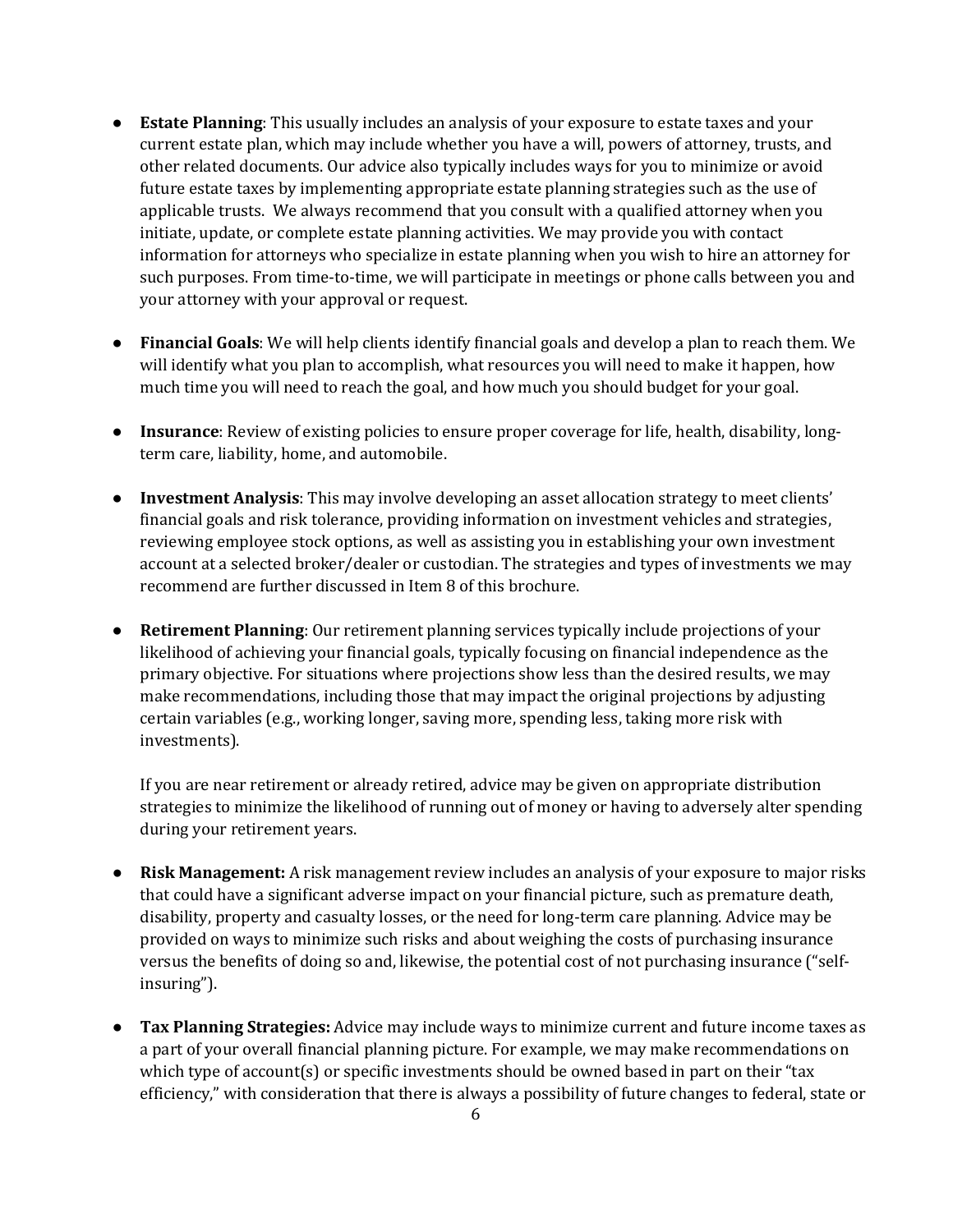- **Estate Planning**: This usually includes an analysis of your exposure to estate taxes and your current estate plan, which may include whether you have a will, powers of attorney, trusts, and other related documents. Our advice also typically includes ways for you to minimize or avoid future estate taxes by implementing appropriate estate planning strategies such as the use of applicable trusts. We always recommend that you consult with a qualified attorney when you initiate, update, or complete estate planning activities. We may provide you with contact information for attorneys who specialize in estate planning when you wish to hire an attorney for such purposes. From time-to-time, we will participate in meetings or phone calls between you and your attorney with your approval or request.

- **Financial Goals**: We will help clients identify financial goals and develop a plan to reach them. We will identify what you plan to accomplish, what resources you will need to make it happen, how much time you will need to reach the goal, and how much you should budget for your goal.

- **Insurance**: Review of existing policies to ensure proper coverage for life, health, disability, long-term care, liability, home, and automobile.

- **Investment Analysis**: This may involve developing an asset allocation strategy to meet clients' financial goals and risk tolerance, providing information on investment vehicles and strategies, reviewing employee stock options, as well as assisting you in establishing your own investment account at a selected broker/dealer or custodian. The strategies and types of investments we may recommend are further discussed in Item 8 of this brochure.

- **Retirement Planning**: Our retirement planning services typically include projections of your likelihood of achieving your financial goals, typically focusing on financial independence as the primary objective. For situations where projections show less than the desired results, we may make recommendations, including those that may impact the original projections by adjusting certain variables (e.g., working longer, saving more, spending less, taking more risk with investments).

  If you are near retirement or already retired, advice may be given on appropriate distribution strategies to minimize the likelihood of running out of money or having to adversely alter spending during your retirement years.

- **Risk Management:** A risk management review includes an analysis of your exposure to major risks that could have a significant adverse impact on your financial picture, such as premature death, disability, property and casualty losses, or the need for long-term care planning. Advice may be provided on ways to minimize such risks and about weighing the costs of purchasing insurance versus the benefits of doing so and, likewise, the potential cost of not purchasing insurance ("self-insuring").

- **Tax Planning Strategies:** Advice may include ways to minimize current and future income taxes as a part of your overall financial planning picture. For example, we may make recommendations on which type of account(s) or specific investments should be owned based in part on their "tax efficiency," with consideration that there is always a possibility of future changes to federal, state or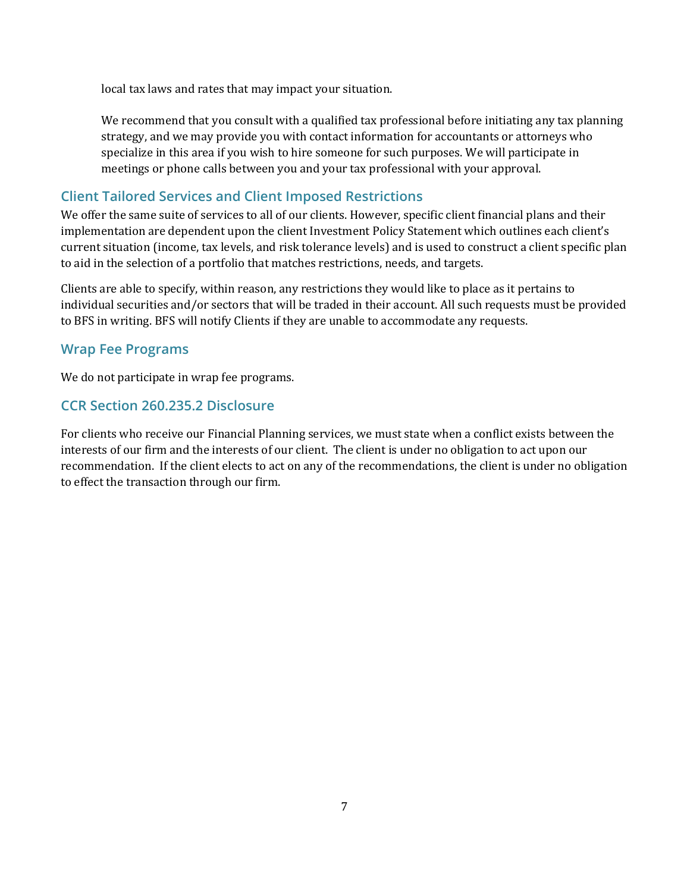local tax laws and rates that may impact your situation.

We recommend that you consult with a qualified tax professional before initiating any tax planning strategy, and we may provide you with contact information for accountants or attorneys who specialize in this area if you wish to hire someone for such purposes. We will participate in meetings or phone calls between you and your tax professional with your approval.

## Client Tailored Services and Client Imposed Restrictions

We offer the same suite of services to all of our clients. However, specific client financial plans and their implementation are dependent upon the client Investment Policy Statement which outlines each client's current situation (income, tax levels, and risk tolerance levels) and is used to construct a client specific plan to aid in the selection of a portfolio that matches restrictions, needs, and targets.

Clients are able to specify, within reason, any restrictions they would like to place as it pertains to individual securities and/or sectors that will be traded in their account. All such requests must be provided to BFS in writing. BFS will notify Clients if they are unable to accommodate any requests.

## Wrap Fee Programs

We do not participate in wrap fee programs.

## CCR Section 260.235.2 Disclosure

For clients who receive our Financial Planning services, we must state when a conflict exists between the interests of our firm and the interests of our client. The client is under no obligation to act upon our recommendation. If the client elects to act on any of the recommendations, the client is under no obligation to effect the transaction through our firm.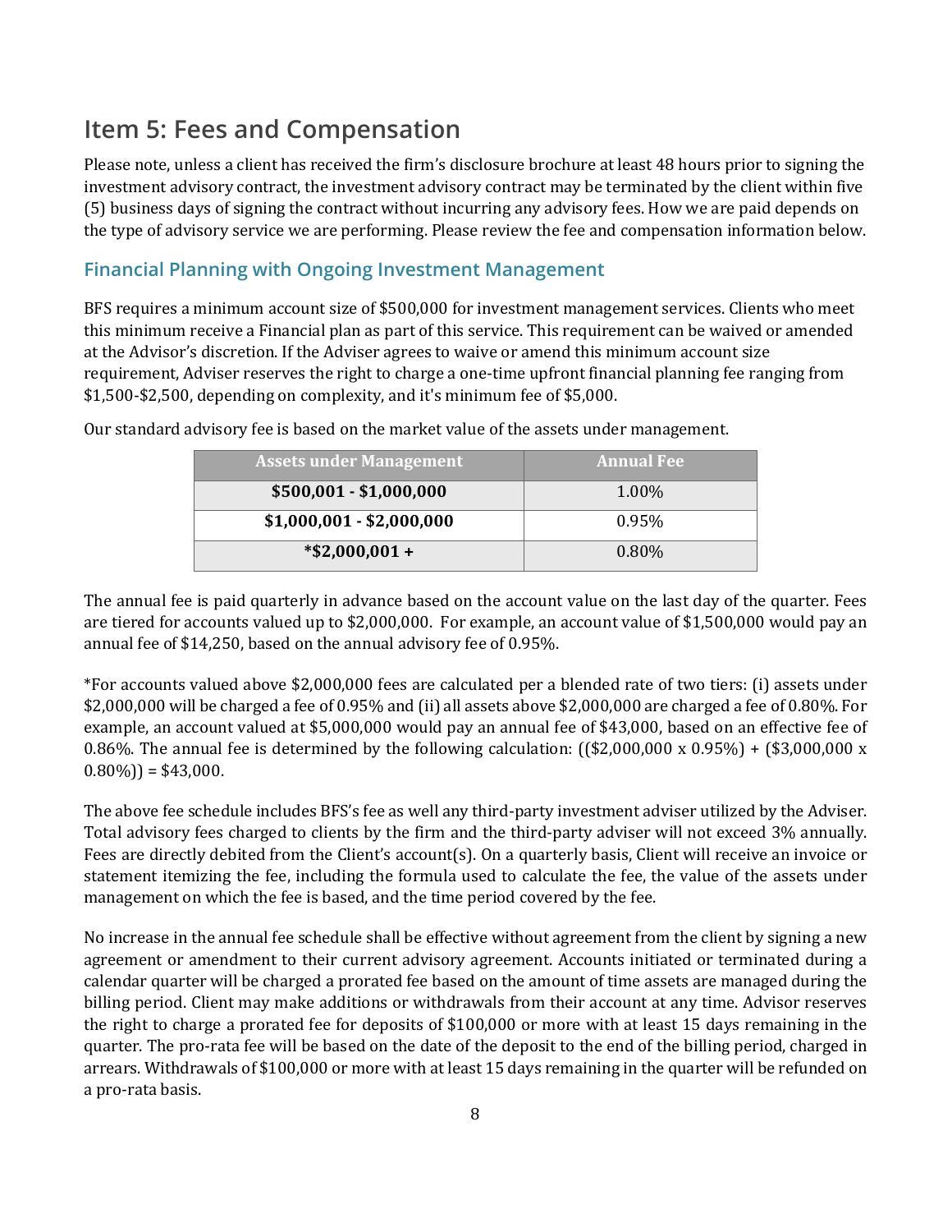## Item 5: Fees and Compensation

Please note, unless a client has received the firm's disclosure brochure at least 48 hours prior to signing the investment advisory contract, the investment advisory contract may be terminated by the client within five (5) business days of signing the contract without incurring any advisory fees. How we are paid depends on the type of advisory service we are performing. Please review the fee and compensation information below.

### Financial Planning with Ongoing Investment Management

BFS requires a minimum account size of $500,000 for investment management services. Clients who meet this minimum receive a Financial plan as part of this service. This requirement can be waived or amended at the Advisor's discretion. If the Adviser agrees to waive or amend this minimum account size requirement, Adviser reserves the right to charge a one-time upfront financial planning fee ranging from $1,500-$2,500, depending on complexity, and it's minimum fee of $5,000.

Our standard advisory fee is based on the market value of the assets under management.

| Assets under Management | Annual Fee |
|---|---|
| **$500,001 - $1,000,000** | 1.00% |
| **$1,000,001 - $2,000,000** | 0.95% |
| ***$2,000,001 +** | 0.80% |

The annual fee is paid quarterly in advance based on the account value on the last day of the quarter. Fees are tiered for accounts valued up to $2,000,000. For example, an account value of $1,500,000 would pay an annual fee of $14,250, based on the annual advisory fee of 0.95%.

*For accounts valued above $2,000,000 fees are calculated per a blended rate of two tiers: (i) assets under $2,000,000 will be charged a fee of 0.95% and (ii) all assets above $2,000,000 are charged a fee of 0.80%. For example, an account valued at $5,000,000 would pay an annual fee of $43,000, based on an effective fee of 0.86%. The annual fee is determined by the following calculation: (($2,000,000 x 0.95%) + ($3,000,000 x 0.80%)) = $43,000.

The above fee schedule includes BFS's fee as well any third-party investment adviser utilized by the Adviser. Total advisory fees charged to clients by the firm and the third-party adviser will not exceed 3% annually. Fees are directly debited from the Client's account(s). On a quarterly basis, Client will receive an invoice or statement itemizing the fee, including the formula used to calculate the fee, the value of the assets under management on which the fee is based, and the time period covered by the fee.

No increase in the annual fee schedule shall be effective without agreement from the client by signing a new agreement or amendment to their current advisory agreement. Accounts initiated or terminated during a calendar quarter will be charged a prorated fee based on the amount of time assets are managed during the billing period. Client may make additions or withdrawals from their account at any time. Advisor reserves the right to charge a prorated fee for deposits of $100,000 or more with at least 15 days remaining in the quarter. The pro-rata fee will be based on the date of the deposit to the end of the billing period, charged in arrears. Withdrawals of $100,000 or more with at least 15 days remaining in the quarter will be refunded on a pro-rata basis.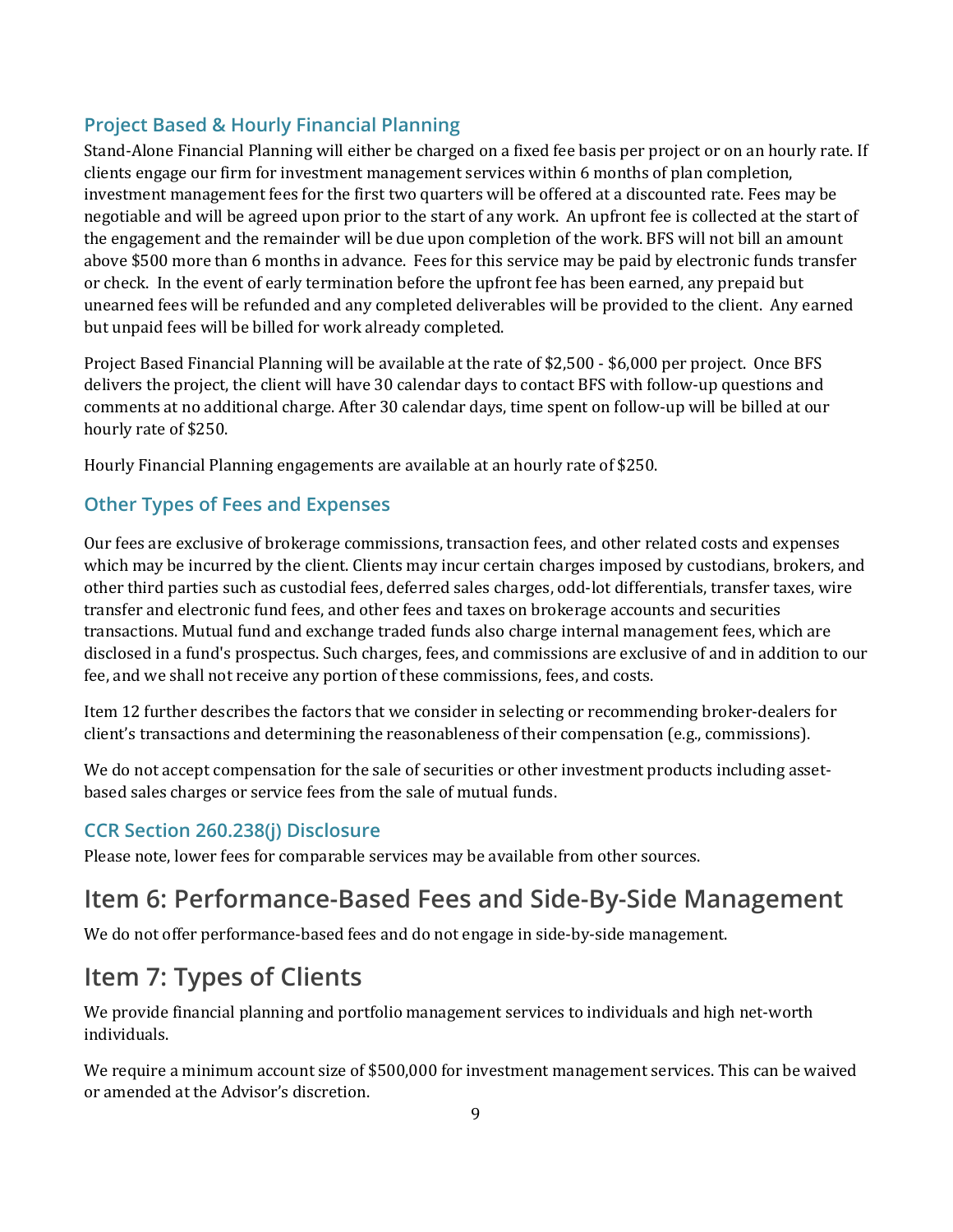### Project Based & Hourly Financial Planning

Stand-Alone Financial Planning will either be charged on a fixed fee basis per project or on an hourly rate. If clients engage our firm for investment management services within 6 months of plan completion, investment management fees for the first two quarters will be offered at a discounted rate. Fees may be negotiable and will be agreed upon prior to the start of any work. An upfront fee is collected at the start of the engagement and the remainder will be due upon completion of the work. BFS will not bill an amount above $500 more than 6 months in advance. Fees for this service may be paid by electronic funds transfer or check. In the event of early termination before the upfront fee has been earned, any prepaid but unearned fees will be refunded and any completed deliverables will be provided to the client. Any earned but unpaid fees will be billed for work already completed.

Project Based Financial Planning will be available at the rate of $2,500 - $6,000 per project. Once BFS delivers the project, the client will have 30 calendar days to contact BFS with follow-up questions and comments at no additional charge. After 30 calendar days, time spent on follow-up will be billed at our hourly rate of $250.

Hourly Financial Planning engagements are available at an hourly rate of $250.

### Other Types of Fees and Expenses

Our fees are exclusive of brokerage commissions, transaction fees, and other related costs and expenses which may be incurred by the client. Clients may incur certain charges imposed by custodians, brokers, and other third parties such as custodial fees, deferred sales charges, odd-lot differentials, transfer taxes, wire transfer and electronic fund fees, and other fees and taxes on brokerage accounts and securities transactions. Mutual fund and exchange traded funds also charge internal management fees, which are disclosed in a fund's prospectus. Such charges, fees, and commissions are exclusive of and in addition to our fee, and we shall not receive any portion of these commissions, fees, and costs.

Item 12 further describes the factors that we consider in selecting or recommending broker-dealers for client's transactions and determining the reasonableness of their compensation (e.g., commissions).

We do not accept compensation for the sale of securities or other investment products including asset-based sales charges or service fees from the sale of mutual funds.

### CCR Section 260.238(j) Disclosure

Please note, lower fees for comparable services may be available from other sources.

## Item 6: Performance-Based Fees and Side-By-Side Management

We do not offer performance-based fees and do not engage in side-by-side management.

## Item 7: Types of Clients

We provide financial planning and portfolio management services to individuals and high net-worth individuals.

We require a minimum account size of $500,000 for investment management services. This can be waived or amended at the Advisor's discretion.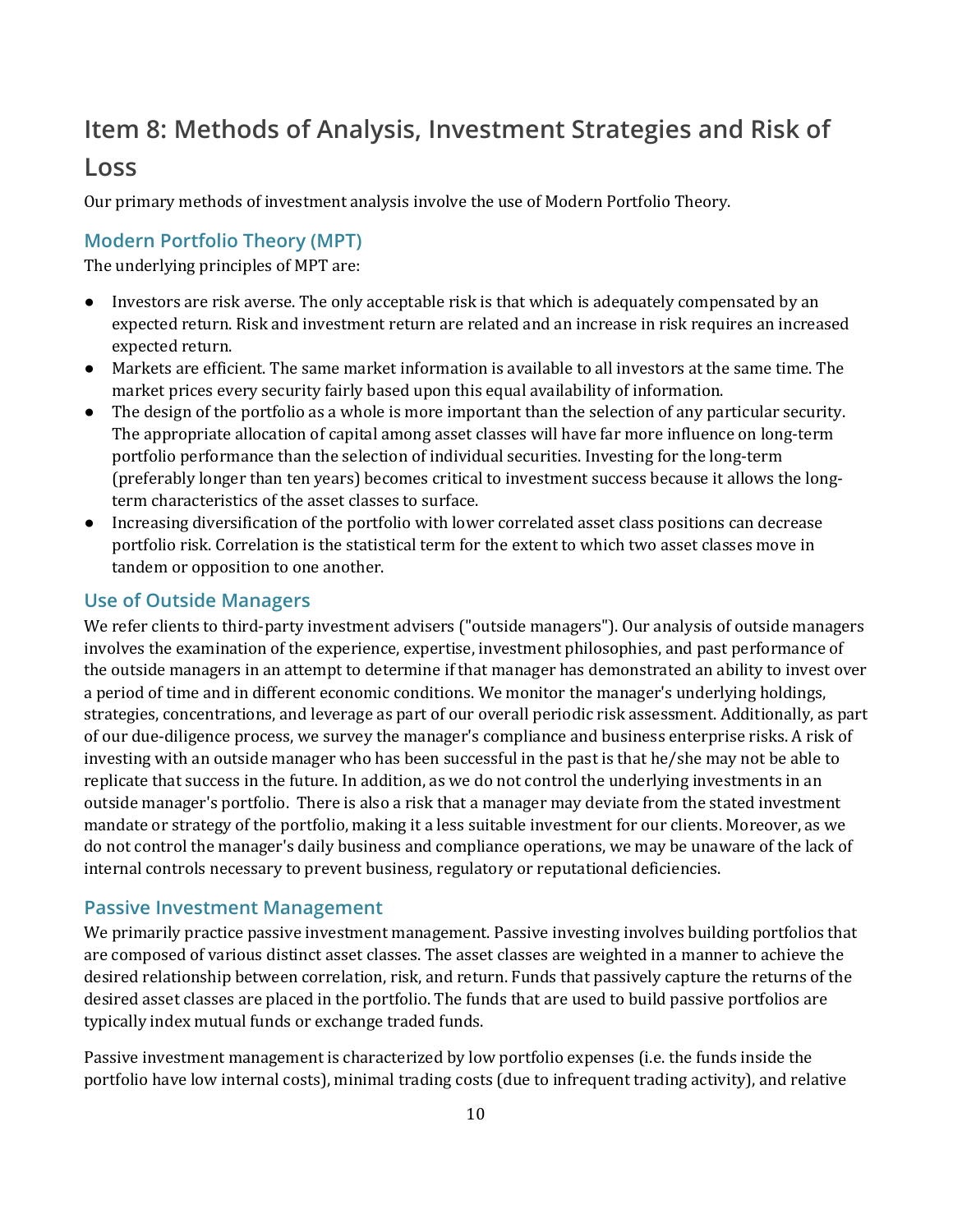## Item 8: Methods of Analysis, Investment Strategies and Risk of Loss

Our primary methods of investment analysis involve the use of Modern Portfolio Theory.

### Modern Portfolio Theory (MPT)

The underlying principles of MPT are:

- Investors are risk averse. The only acceptable risk is that which is adequately compensated by an expected return. Risk and investment return are related and an increase in risk requires an increased expected return.
- Markets are efficient. The same market information is available to all investors at the same time. The market prices every security fairly based upon this equal availability of information.
- The design of the portfolio as a whole is more important than the selection of any particular security. The appropriate allocation of capital among asset classes will have far more influence on long-term portfolio performance than the selection of individual securities. Investing for the long-term (preferably longer than ten years) becomes critical to investment success because it allows the long-term characteristics of the asset classes to surface.
- Increasing diversification of the portfolio with lower correlated asset class positions can decrease portfolio risk. Correlation is the statistical term for the extent to which two asset classes move in tandem or opposition to one another.

### Use of Outside Managers

We refer clients to third-party investment advisers ("outside managers"). Our analysis of outside managers involves the examination of the experience, expertise, investment philosophies, and past performance of the outside managers in an attempt to determine if that manager has demonstrated an ability to invest over a period of time and in different economic conditions. We monitor the manager's underlying holdings, strategies, concentrations, and leverage as part of our overall periodic risk assessment. Additionally, as part of our due-diligence process, we survey the manager's compliance and business enterprise risks. A risk of investing with an outside manager who has been successful in the past is that he/she may not be able to replicate that success in the future. In addition, as we do not control the underlying investments in an outside manager's portfolio. There is also a risk that a manager may deviate from the stated investment mandate or strategy of the portfolio, making it a less suitable investment for our clients. Moreover, as we do not control the manager's daily business and compliance operations, we may be unaware of the lack of internal controls necessary to prevent business, regulatory or reputational deficiencies.

### Passive Investment Management

We primarily practice passive investment management. Passive investing involves building portfolios that are composed of various distinct asset classes. The asset classes are weighted in a manner to achieve the desired relationship between correlation, risk, and return. Funds that passively capture the returns of the desired asset classes are placed in the portfolio. The funds that are used to build passive portfolios are typically index mutual funds or exchange traded funds.

Passive investment management is characterized by low portfolio expenses (i.e. the funds inside the portfolio have low internal costs), minimal trading costs (due to infrequent trading activity), and relative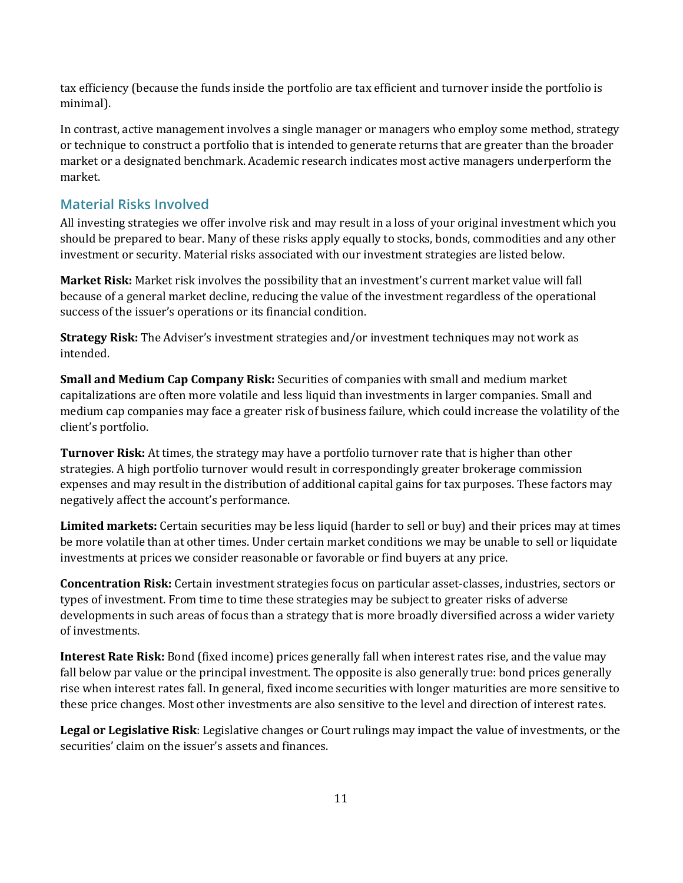tax efficiency (because the funds inside the portfolio are tax efficient and turnover inside the portfolio is minimal).

In contrast, active management involves a single manager or managers who employ some method, strategy or technique to construct a portfolio that is intended to generate returns that are greater than the broader market or a designated benchmark. Academic research indicates most active managers underperform the market.

## Material Risks Involved

All investing strategies we offer involve risk and may result in a loss of your original investment which you should be prepared to bear. Many of these risks apply equally to stocks, bonds, commodities and any other investment or security. Material risks associated with our investment strategies are listed below.

**Market Risk:** Market risk involves the possibility that an investment's current market value will fall because of a general market decline, reducing the value of the investment regardless of the operational success of the issuer's operations or its financial condition.

**Strategy Risk:** The Adviser's investment strategies and/or investment techniques may not work as intended.

**Small and Medium Cap Company Risk:** Securities of companies with small and medium market capitalizations are often more volatile and less liquid than investments in larger companies. Small and medium cap companies may face a greater risk of business failure, which could increase the volatility of the client's portfolio.

**Turnover Risk:** At times, the strategy may have a portfolio turnover rate that is higher than other strategies. A high portfolio turnover would result in correspondingly greater brokerage commission expenses and may result in the distribution of additional capital gains for tax purposes. These factors may negatively affect the account's performance.

**Limited markets:** Certain securities may be less liquid (harder to sell or buy) and their prices may at times be more volatile than at other times. Under certain market conditions we may be unable to sell or liquidate investments at prices we consider reasonable or favorable or find buyers at any price.

**Concentration Risk:** Certain investment strategies focus on particular asset-classes, industries, sectors or types of investment. From time to time these strategies may be subject to greater risks of adverse developments in such areas of focus than a strategy that is more broadly diversified across a wider variety of investments.

**Interest Rate Risk:** Bond (fixed income) prices generally fall when interest rates rise, and the value may fall below par value or the principal investment. The opposite is also generally true: bond prices generally rise when interest rates fall. In general, fixed income securities with longer maturities are more sensitive to these price changes. Most other investments are also sensitive to the level and direction of interest rates.

**Legal or Legislative Risk**: Legislative changes or Court rulings may impact the value of investments, or the securities' claim on the issuer's assets and finances.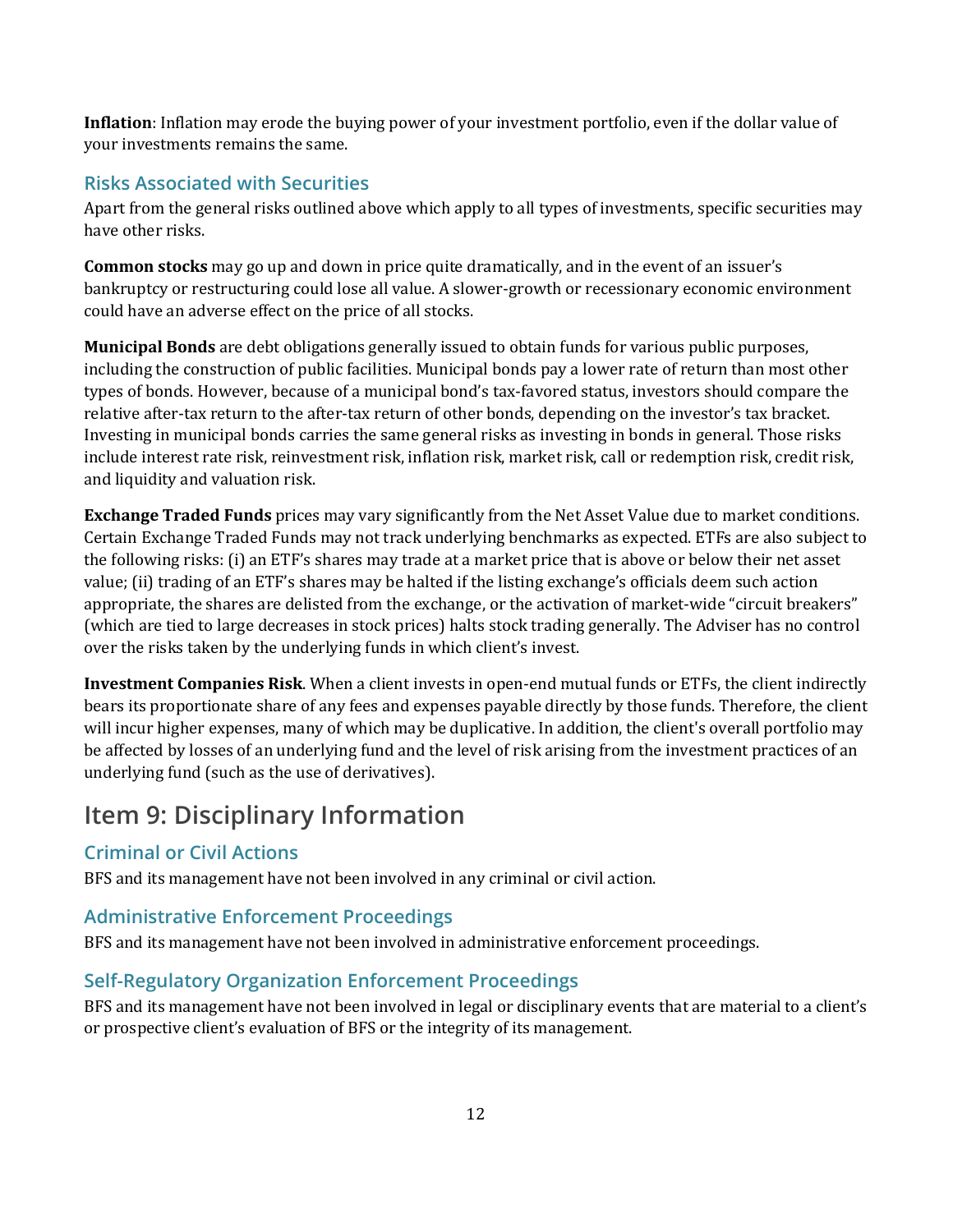**Inflation**: Inflation may erode the buying power of your investment portfolio, even if the dollar value of your investments remains the same.

### Risks Associated with Securities

Apart from the general risks outlined above which apply to all types of investments, specific securities may have other risks.

**Common stocks** may go up and down in price quite dramatically, and in the event of an issuer's bankruptcy or restructuring could lose all value. A slower-growth or recessionary economic environment could have an adverse effect on the price of all stocks.

**Municipal Bonds** are debt obligations generally issued to obtain funds for various public purposes, including the construction of public facilities. Municipal bonds pay a lower rate of return than most other types of bonds. However, because of a municipal bond's tax-favored status, investors should compare the relative after-tax return to the after-tax return of other bonds, depending on the investor's tax bracket. Investing in municipal bonds carries the same general risks as investing in bonds in general. Those risks include interest rate risk, reinvestment risk, inflation risk, market risk, call or redemption risk, credit risk, and liquidity and valuation risk.

**Exchange Traded Funds** prices may vary significantly from the Net Asset Value due to market conditions. Certain Exchange Traded Funds may not track underlying benchmarks as expected. ETFs are also subject to the following risks: (i) an ETF's shares may trade at a market price that is above or below their net asset value; (ii) trading of an ETF's shares may be halted if the listing exchange's officials deem such action appropriate, the shares are delisted from the exchange, or the activation of market-wide "circuit breakers" (which are tied to large decreases in stock prices) halts stock trading generally. The Adviser has no control over the risks taken by the underlying funds in which client's invest.

**Investment Companies Risk**. When a client invests in open-end mutual funds or ETFs, the client indirectly bears its proportionate share of any fees and expenses payable directly by those funds. Therefore, the client will incur higher expenses, many of which may be duplicative. In addition, the client's overall portfolio may be affected by losses of an underlying fund and the level of risk arising from the investment practices of an underlying fund (such as the use of derivatives).

## Item 9: Disciplinary Information

### Criminal or Civil Actions

BFS and its management have not been involved in any criminal or civil action.

### Administrative Enforcement Proceedings

BFS and its management have not been involved in administrative enforcement proceedings.

### Self-Regulatory Organization Enforcement Proceedings

BFS and its management have not been involved in legal or disciplinary events that are material to a client's or prospective client's evaluation of BFS or the integrity of its management.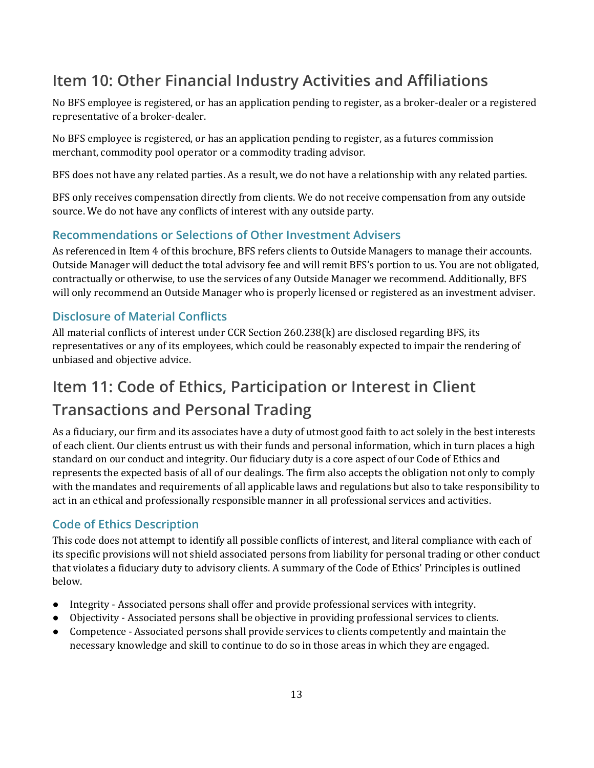## Item 10: Other Financial Industry Activities and Affiliations

No BFS employee is registered, or has an application pending to register, as a broker-dealer or a registered representative of a broker-dealer.

No BFS employee is registered, or has an application pending to register, as a futures commission merchant, commodity pool operator or a commodity trading advisor.

BFS does not have any related parties. As a result, we do not have a relationship with any related parties.

BFS only receives compensation directly from clients. We do not receive compensation from any outside source. We do not have any conflicts of interest with any outside party.

### Recommendations or Selections of Other Investment Advisers

As referenced in Item 4 of this brochure, BFS refers clients to Outside Managers to manage their accounts. Outside Manager will deduct the total advisory fee and will remit BFS's portion to us. You are not obligated, contractually or otherwise, to use the services of any Outside Manager we recommend. Additionally, BFS will only recommend an Outside Manager who is properly licensed or registered as an investment adviser.

### Disclosure of Material Conflicts

All material conflicts of interest under CCR Section 260.238(k) are disclosed regarding BFS, its representatives or any of its employees, which could be reasonably expected to impair the rendering of unbiased and objective advice.

## Item 11: Code of Ethics, Participation or Interest in Client Transactions and Personal Trading

As a fiduciary, our firm and its associates have a duty of utmost good faith to act solely in the best interests of each client. Our clients entrust us with their funds and personal information, which in turn places a high standard on our conduct and integrity. Our fiduciary duty is a core aspect of our Code of Ethics and represents the expected basis of all of our dealings. The firm also accepts the obligation not only to comply with the mandates and requirements of all applicable laws and regulations but also to take responsibility to act in an ethical and professionally responsible manner in all professional services and activities.

### Code of Ethics Description

This code does not attempt to identify all possible conflicts of interest, and literal compliance with each of its specific provisions will not shield associated persons from liability for personal trading or other conduct that violates a fiduciary duty to advisory clients. A summary of the Code of Ethics' Principles is outlined below.

- Integrity - Associated persons shall offer and provide professional services with integrity.
- Objectivity - Associated persons shall be objective in providing professional services to clients.
- Competence - Associated persons shall provide services to clients competently and maintain the necessary knowledge and skill to continue to do so in those areas in which they are engaged.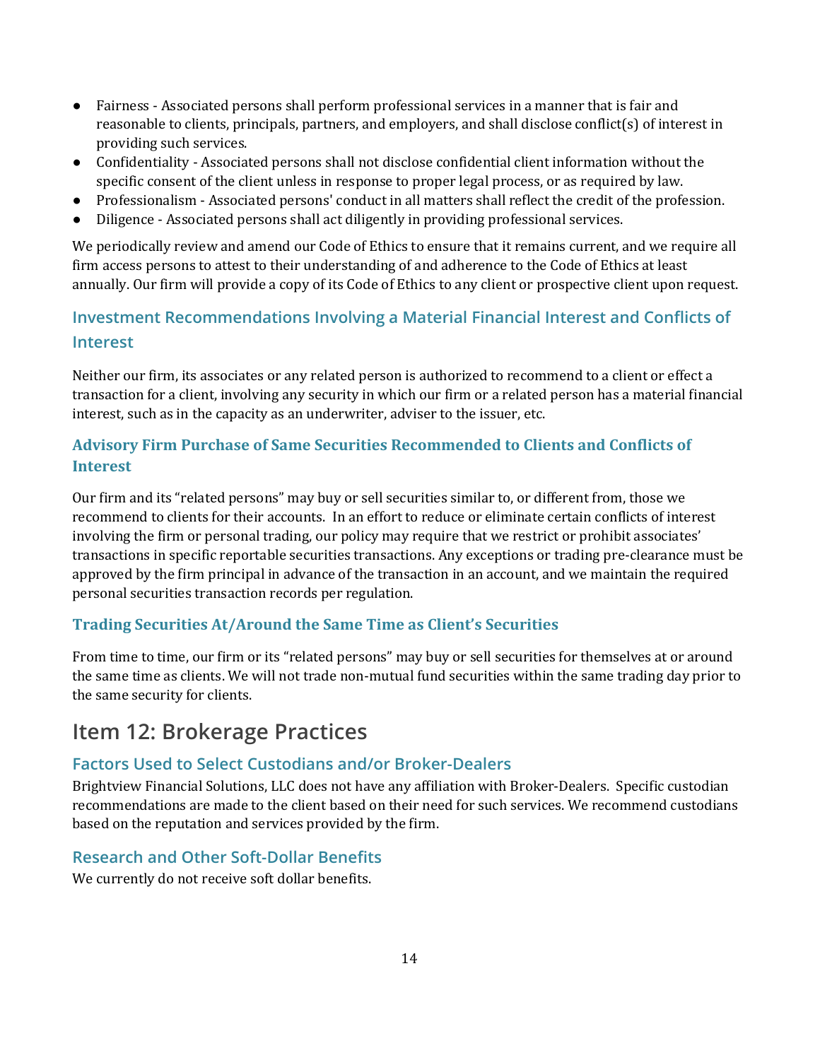- Fairness - Associated persons shall perform professional services in a manner that is fair and reasonable to clients, principals, partners, and employers, and shall disclose conflict(s) of interest in providing such services.
- Confidentiality - Associated persons shall not disclose confidential client information without the specific consent of the client unless in response to proper legal process, or as required by law.
- Professionalism - Associated persons' conduct in all matters shall reflect the credit of the profession.
- Diligence - Associated persons shall act diligently in providing professional services.

We periodically review and amend our Code of Ethics to ensure that it remains current, and we require all firm access persons to attest to their understanding of and adherence to the Code of Ethics at least annually. Our firm will provide a copy of its Code of Ethics to any client or prospective client upon request.

### Investment Recommendations Involving a Material Financial Interest and Conflicts of Interest

Neither our firm, its associates or any related person is authorized to recommend to a client or effect a transaction for a client, involving any security in which our firm or a related person has a material financial interest, such as in the capacity as an underwriter, adviser to the issuer, etc.

### Advisory Firm Purchase of Same Securities Recommended to Clients and Conflicts of Interest

Our firm and its "related persons" may buy or sell securities similar to, or different from, those we recommend to clients for their accounts. In an effort to reduce or eliminate certain conflicts of interest involving the firm or personal trading, our policy may require that we restrict or prohibit associates' transactions in specific reportable securities transactions. Any exceptions or trading pre-clearance must be approved by the firm principal in advance of the transaction in an account, and we maintain the required personal securities transaction records per regulation.

### Trading Securities At/Around the Same Time as Client's Securities

From time to time, our firm or its "related persons" may buy or sell securities for themselves at or around the same time as clients. We will not trade non-mutual fund securities within the same trading day prior to the same security for clients.

## Item 12: Brokerage Practices

### Factors Used to Select Custodians and/or Broker-Dealers

Brightview Financial Solutions, LLC does not have any affiliation with Broker-Dealers. Specific custodian recommendations are made to the client based on their need for such services. We recommend custodians based on the reputation and services provided by the firm.

### Research and Other Soft-Dollar Benefits

We currently do not receive soft dollar benefits.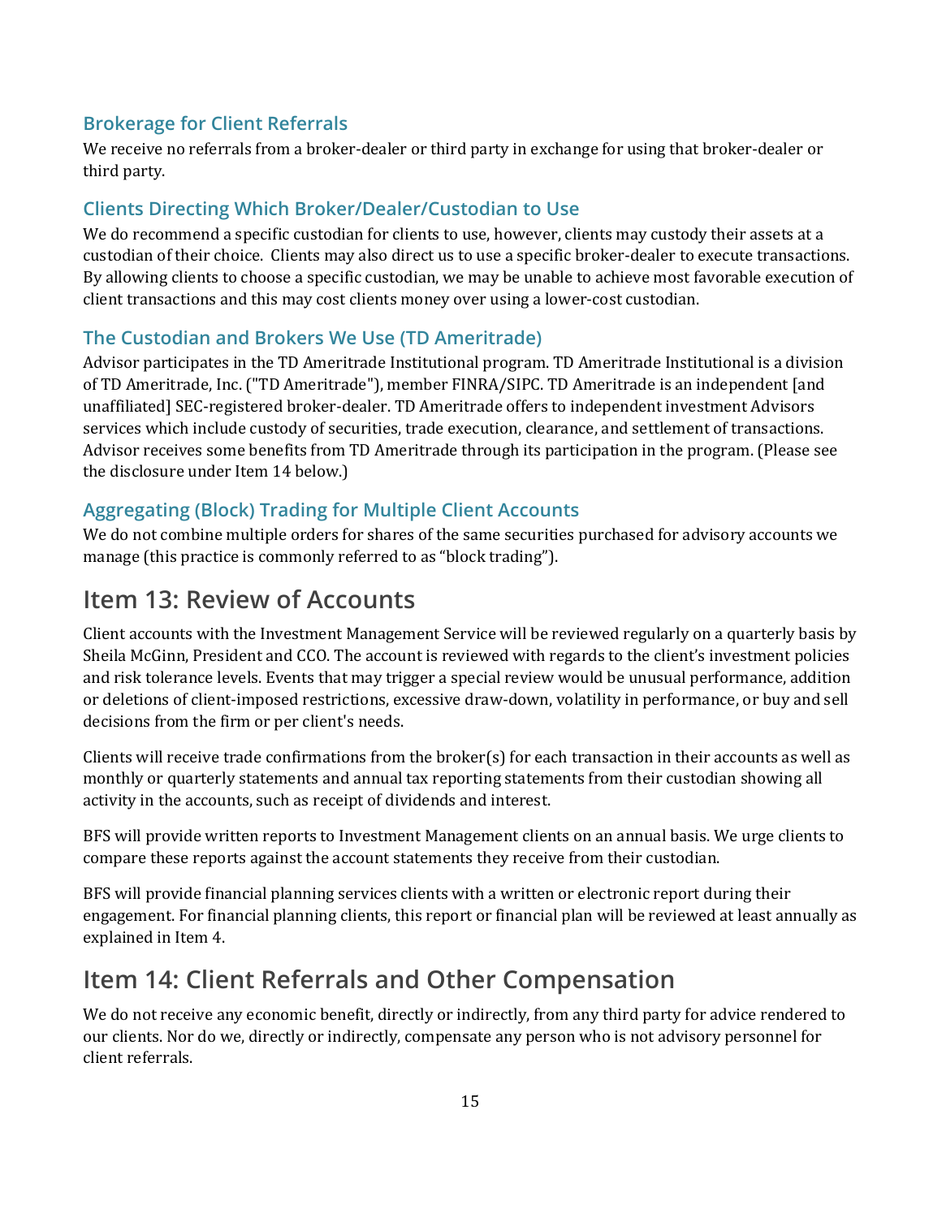### Brokerage for Client Referrals

We receive no referrals from a broker-dealer or third party in exchange for using that broker-dealer or third party.

### Clients Directing Which Broker/Dealer/Custodian to Use

We do recommend a specific custodian for clients to use, however, clients may custody their assets at a custodian of their choice. Clients may also direct us to use a specific broker-dealer to execute transactions. By allowing clients to choose a specific custodian, we may be unable to achieve most favorable execution of client transactions and this may cost clients money over using a lower-cost custodian.

### The Custodian and Brokers We Use (TD Ameritrade)

Advisor participates in the TD Ameritrade Institutional program. TD Ameritrade Institutional is a division of TD Ameritrade, Inc. ("TD Ameritrade"), member FINRA/SIPC. TD Ameritrade is an independent [and unaffiliated] SEC-registered broker-dealer. TD Ameritrade offers to independent investment Advisors services which include custody of securities, trade execution, clearance, and settlement of transactions. Advisor receives some benefits from TD Ameritrade through its participation in the program. (Please see the disclosure under Item 14 below.)

### Aggregating (Block) Trading for Multiple Client Accounts

We do not combine multiple orders for shares of the same securities purchased for advisory accounts we manage (this practice is commonly referred to as "block trading").

## Item 13: Review of Accounts

Client accounts with the Investment Management Service will be reviewed regularly on a quarterly basis by Sheila McGinn, President and CCO. The account is reviewed with regards to the client's investment policies and risk tolerance levels. Events that may trigger a special review would be unusual performance, addition or deletions of client-imposed restrictions, excessive draw-down, volatility in performance, or buy and sell decisions from the firm or per client's needs.

Clients will receive trade confirmations from the broker(s) for each transaction in their accounts as well as monthly or quarterly statements and annual tax reporting statements from their custodian showing all activity in the accounts, such as receipt of dividends and interest.

BFS will provide written reports to Investment Management clients on an annual basis. We urge clients to compare these reports against the account statements they receive from their custodian.

BFS will provide financial planning services clients with a written or electronic report during their engagement. For financial planning clients, this report or financial plan will be reviewed at least annually as explained in Item 4.

## Item 14: Client Referrals and Other Compensation

We do not receive any economic benefit, directly or indirectly, from any third party for advice rendered to our clients. Nor do we, directly or indirectly, compensate any person who is not advisory personnel for client referrals.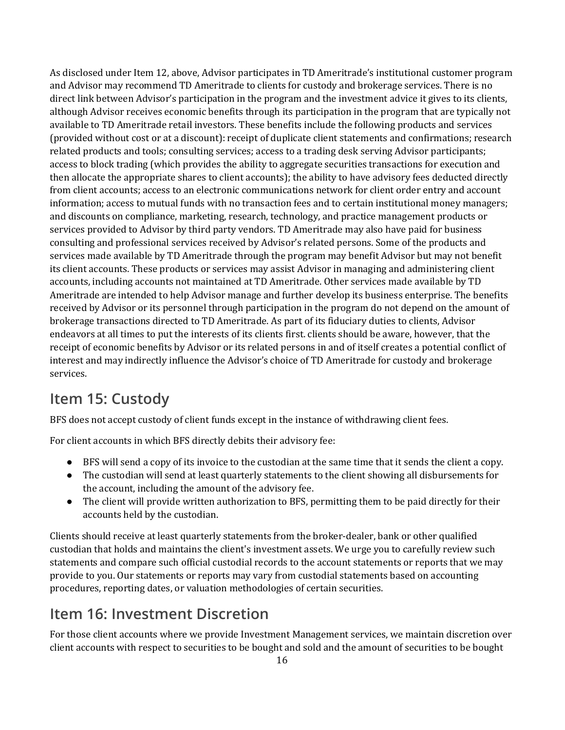As disclosed under Item 12, above, Advisor participates in TD Ameritrade's institutional customer program and Advisor may recommend TD Ameritrade to clients for custody and brokerage services. There is no direct link between Advisor's participation in the program and the investment advice it gives to its clients, although Advisor receives economic benefits through its participation in the program that are typically not available to TD Ameritrade retail investors. These benefits include the following products and services (provided without cost or at a discount): receipt of duplicate client statements and confirmations; research related products and tools; consulting services; access to a trading desk serving Advisor participants; access to block trading (which provides the ability to aggregate securities transactions for execution and then allocate the appropriate shares to client accounts); the ability to have advisory fees deducted directly from client accounts; access to an electronic communications network for client order entry and account information; access to mutual funds with no transaction fees and to certain institutional money managers; and discounts on compliance, marketing, research, technology, and practice management products or services provided to Advisor by third party vendors. TD Ameritrade may also have paid for business consulting and professional services received by Advisor's related persons. Some of the products and services made available by TD Ameritrade through the program may benefit Advisor but may not benefit its client accounts. These products or services may assist Advisor in managing and administering client accounts, including accounts not maintained at TD Ameritrade. Other services made available by TD Ameritrade are intended to help Advisor manage and further develop its business enterprise. The benefits received by Advisor or its personnel through participation in the program do not depend on the amount of brokerage transactions directed to TD Ameritrade. As part of its fiduciary duties to clients, Advisor endeavors at all times to put the interests of its clients first. clients should be aware, however, that the receipt of economic benefits by Advisor or its related persons in and of itself creates a potential conflict of interest and may indirectly influence the Advisor's choice of TD Ameritrade for custody and brokerage services.

## Item 15: Custody

BFS does not accept custody of client funds except in the instance of withdrawing client fees.

For client accounts in which BFS directly debits their advisory fee:

- BFS will send a copy of its invoice to the custodian at the same time that it sends the client a copy.
- The custodian will send at least quarterly statements to the client showing all disbursements for the account, including the amount of the advisory fee.
- The client will provide written authorization to BFS, permitting them to be paid directly for their accounts held by the custodian.

Clients should receive at least quarterly statements from the broker-dealer, bank or other qualified custodian that holds and maintains the client's investment assets. We urge you to carefully review such statements and compare such official custodial records to the account statements or reports that we may provide to you. Our statements or reports may vary from custodial statements based on accounting procedures, reporting dates, or valuation methodologies of certain securities.

## Item 16: Investment Discretion

For those client accounts where we provide Investment Management services, we maintain discretion over client accounts with respect to securities to be bought and sold and the amount of securities to be bought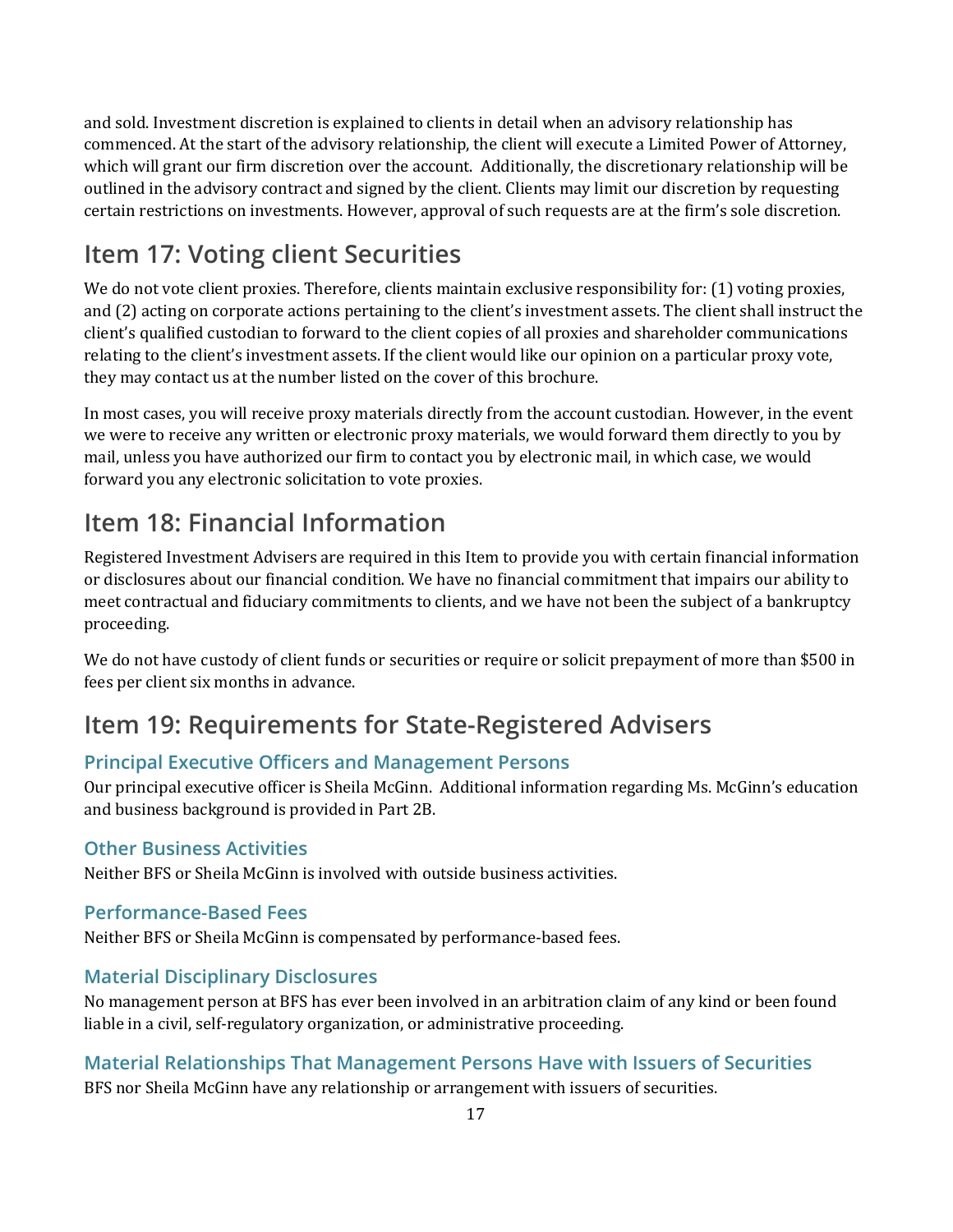and sold. Investment discretion is explained to clients in detail when an advisory relationship has commenced. At the start of the advisory relationship, the client will execute a Limited Power of Attorney, which will grant our firm discretion over the account.  Additionally, the discretionary relationship will be outlined in the advisory contract and signed by the client. Clients may limit our discretion by requesting certain restrictions on investments. However, approval of such requests are at the firm's sole discretion.

## Item 17: Voting client Securities

We do not vote client proxies. Therefore, clients maintain exclusive responsibility for: (1) voting proxies, and (2) acting on corporate actions pertaining to the client's investment assets. The client shall instruct the client's qualified custodian to forward to the client copies of all proxies and shareholder communications relating to the client's investment assets. If the client would like our opinion on a particular proxy vote, they may contact us at the number listed on the cover of this brochure.

In most cases, you will receive proxy materials directly from the account custodian. However, in the event we were to receive any written or electronic proxy materials, we would forward them directly to you by mail, unless you have authorized our firm to contact you by electronic mail, in which case, we would forward you any electronic solicitation to vote proxies.

## Item 18: Financial Information

Registered Investment Advisers are required in this Item to provide you with certain financial information or disclosures about our financial condition. We have no financial commitment that impairs our ability to meet contractual and fiduciary commitments to clients, and we have not been the subject of a bankruptcy proceeding.

We do not have custody of client funds or securities or require or solicit prepayment of more than $500 in fees per client six months in advance.

## Item 19: Requirements for State-Registered Advisers

### Principal Executive Officers and Management Persons

Our principal executive officer is Sheila McGinn.  Additional information regarding Ms. McGinn's education and business background is provided in Part 2B.

### Other Business Activities

Neither BFS or Sheila McGinn is involved with outside business activities.

### Performance-Based Fees

Neither BFS or Sheila McGinn is compensated by performance-based fees.

### Material Disciplinary Disclosures

No management person at BFS has ever been involved in an arbitration claim of any kind or been found liable in a civil, self-regulatory organization, or administrative proceeding.

### Material Relationships That Management Persons Have with Issuers of Securities

BFS nor Sheila McGinn have any relationship or arrangement with issuers of securities.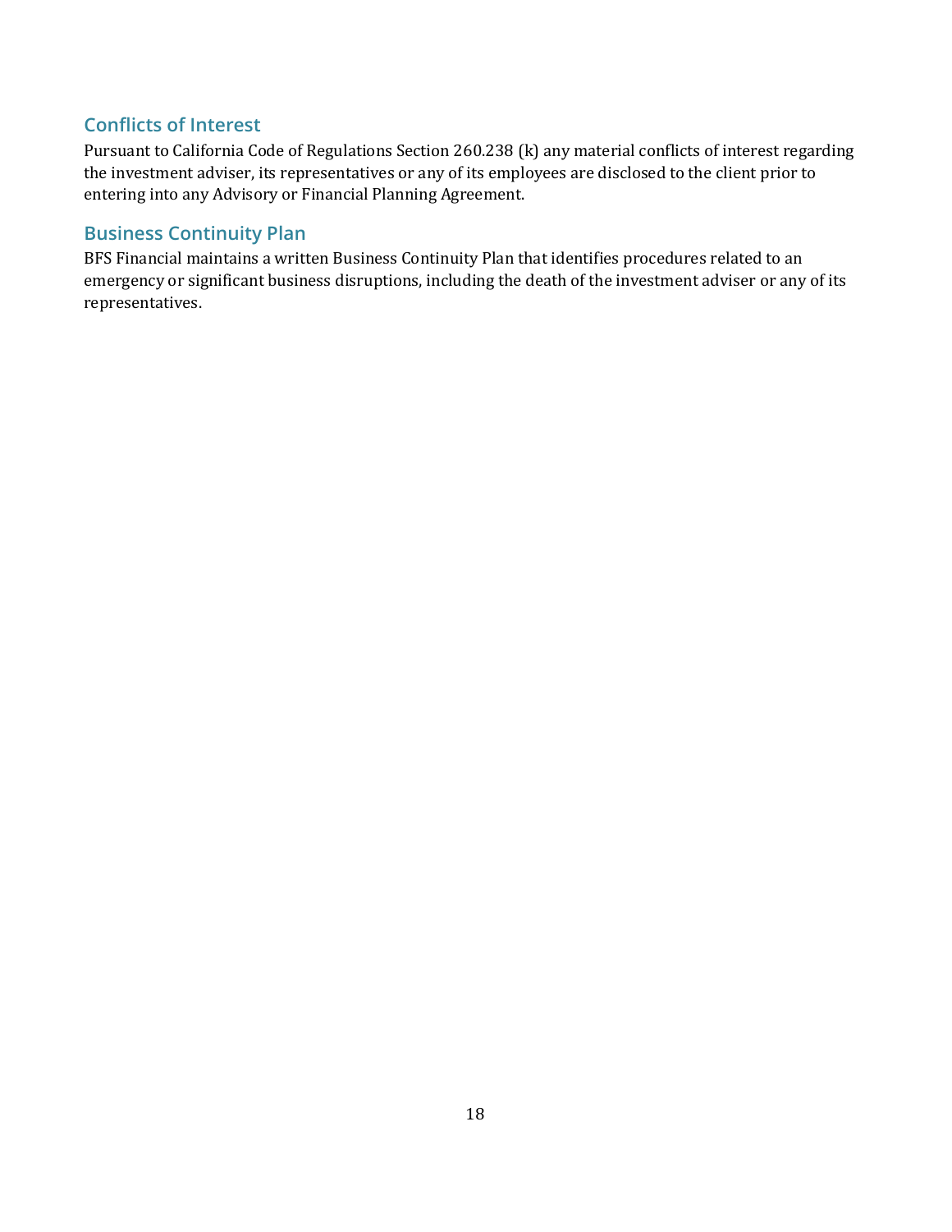### Conflicts of Interest

Pursuant to California Code of Regulations Section 260.238 (k) any material conflicts of interest regarding the investment adviser, its representatives or any of its employees are disclosed to the client prior to entering into any Advisory or Financial Planning Agreement.

### Business Continuity Plan

BFS Financial maintains a written Business Continuity Plan that identifies procedures related to an emergency or significant business disruptions, including the death of the investment adviser or any of its representatives.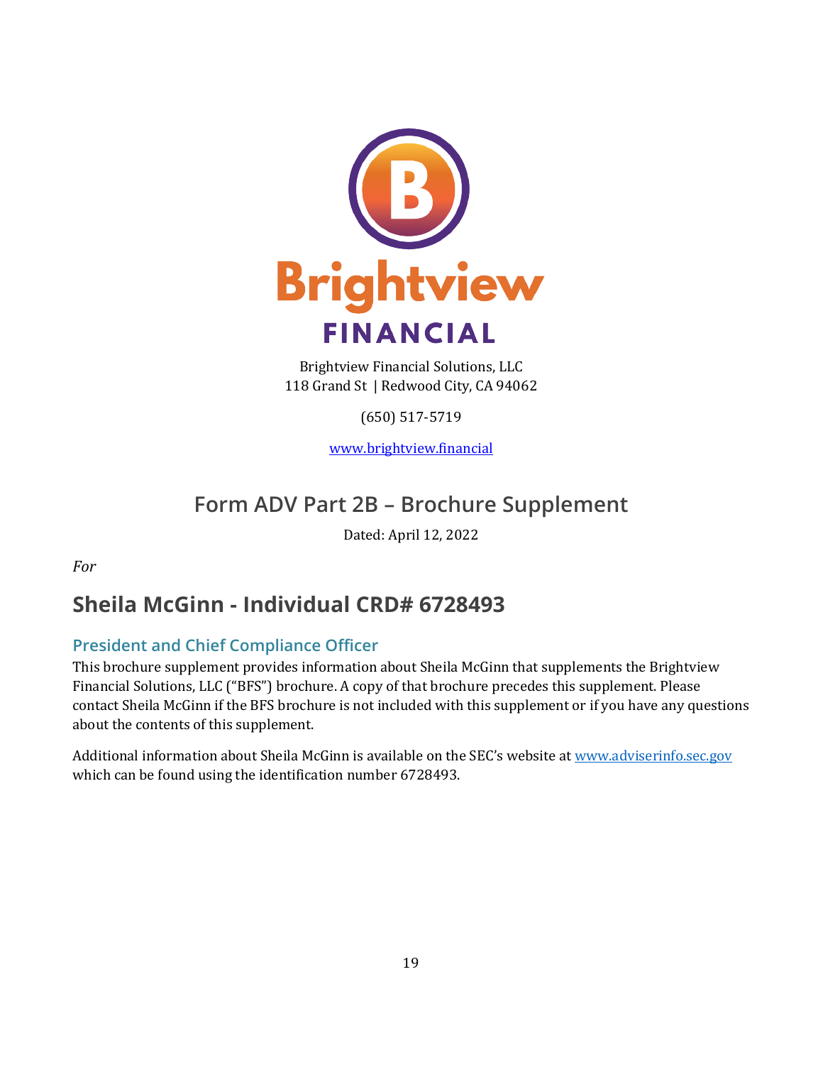Brightview Financial Solutions, LLC
118 Grand St | Redwood City, CA 94062

(650) 517-5719

www.brightview.financial

# Form ADV Part 2B – Brochure Supplement

Dated: April 12, 2022

*For*

## Sheila McGinn - Individual CRD# 6728493

### President and Chief Compliance Officer

This brochure supplement provides information about Sheila McGinn that supplements the Brightview Financial Solutions, LLC ("BFS") brochure. A copy of that brochure precedes this supplement. Please contact Sheila McGinn if the BFS brochure is not included with this supplement or if you have any questions about the contents of this supplement.

Additional information about Sheila McGinn is available on the SEC's website at www.adviserinfo.sec.gov which can be found using the identification number 6728493.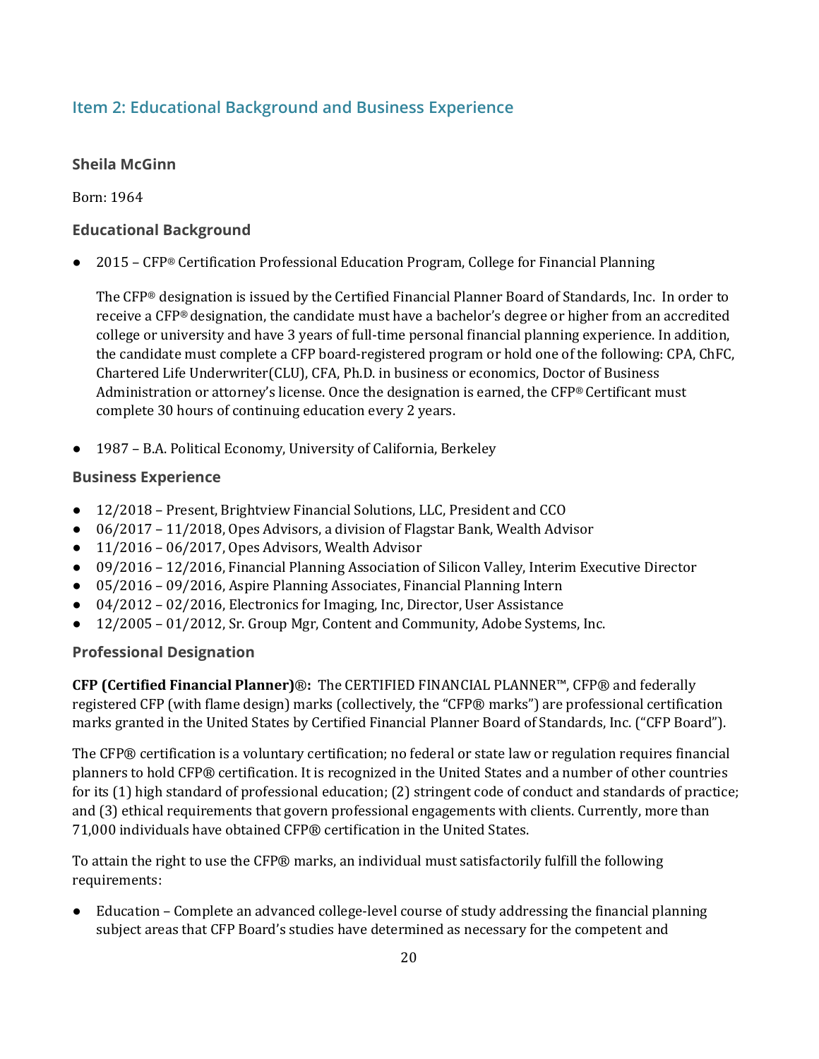## Item 2: Educational Background and Business Experience

### Sheila McGinn

Born: 1964

### Educational Background

- 2015 – CFP® Certification Professional Education Program, College for Financial Planning

  The CFP® designation is issued by the Certified Financial Planner Board of Standards, Inc. In order to receive a CFP® designation, the candidate must have a bachelor's degree or higher from an accredited college or university and have 3 years of full-time personal financial planning experience. In addition, the candidate must complete a CFP board-registered program or hold one of the following: CPA, ChFC, Chartered Life Underwriter(CLU), CFA, Ph.D. in business or economics, Doctor of Business Administration or attorney's license. Once the designation is earned, the CFP® Certificant must complete 30 hours of continuing education every 2 years.

- 1987 – B.A. Political Economy, University of California, Berkeley

### Business Experience

- 12/2018 – Present, Brightview Financial Solutions, LLC, President and CCO
- 06/2017 – 11/2018, Opes Advisors, a division of Flagstar Bank, Wealth Advisor
- 11/2016 – 06/2017, Opes Advisors, Wealth Advisor
- 09/2016 – 12/2016, Financial Planning Association of Silicon Valley, Interim Executive Director
- 05/2016 – 09/2016, Aspire Planning Associates, Financial Planning Intern
- 04/2012 – 02/2016, Electronics for Imaging, Inc, Director, User Assistance
- 12/2005 – 01/2012, Sr. Group Mgr, Content and Community, Adobe Systems, Inc.

### Professional Designation

**CFP (Certified Financial Planner)®:** The CERTIFIED FINANCIAL PLANNER™, CFP® and federally registered CFP (with flame design) marks (collectively, the "CFP® marks") are professional certification marks granted in the United States by Certified Financial Planner Board of Standards, Inc. ("CFP Board").

The CFP® certification is a voluntary certification; no federal or state law or regulation requires financial planners to hold CFP® certification. It is recognized in the United States and a number of other countries for its (1) high standard of professional education; (2) stringent code of conduct and standards of practice; and (3) ethical requirements that govern professional engagements with clients. Currently, more than 71,000 individuals have obtained CFP® certification in the United States.

To attain the right to use the CFP® marks, an individual must satisfactorily fulfill the following requirements:

- Education – Complete an advanced college-level course of study addressing the financial planning subject areas that CFP Board's studies have determined as necessary for the competent and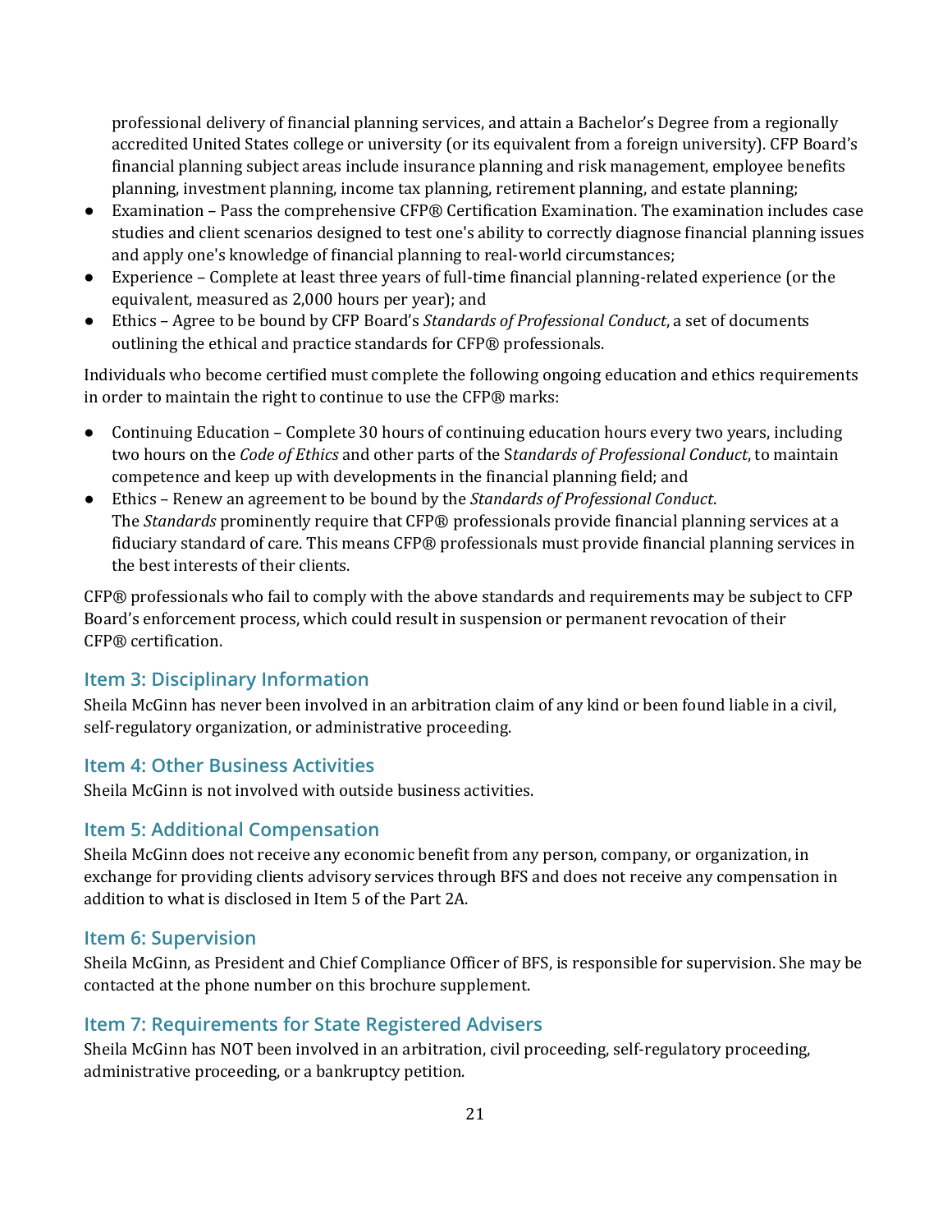professional delivery of financial planning services, and attain a Bachelor's Degree from a regionally accredited United States college or university (or its equivalent from a foreign university). CFP Board's financial planning subject areas include insurance planning and risk management, employee benefits planning, investment planning, income tax planning, retirement planning, and estate planning;

- Examination – Pass the comprehensive CFP® Certification Examination. The examination includes case studies and client scenarios designed to test one's ability to correctly diagnose financial planning issues and apply one's knowledge of financial planning to real-world circumstances;
- Experience – Complete at least three years of full-time financial planning-related experience (or the equivalent, measured as 2,000 hours per year); and
- Ethics – Agree to be bound by CFP Board's *Standards of Professional Conduct*, a set of documents outlining the ethical and practice standards for CFP® professionals.

Individuals who become certified must complete the following ongoing education and ethics requirements in order to maintain the right to continue to use the CFP® marks:

- Continuing Education – Complete 30 hours of continuing education hours every two years, including two hours on the *Code of Ethics* and other parts of the S*tandards of Professional Conduct*, to maintain competence and keep up with developments in the financial planning field; and
- Ethics – Renew an agreement to be bound by the *Standards of Professional Conduct*.
  The *Standards* prominently require that CFP® professionals provide financial planning services at a fiduciary standard of care. This means CFP® professionals must provide financial planning services in the best interests of their clients.

CFP® professionals who fail to comply with the above standards and requirements may be subject to CFP Board's enforcement process, which could result in suspension or permanent revocation of their CFP® certification.

## Item 3: Disciplinary Information

Sheila McGinn has never been involved in an arbitration claim of any kind or been found liable in a civil, self-regulatory organization, or administrative proceeding.

## Item 4: Other Business Activities

Sheila McGinn is not involved with outside business activities.

## Item 5: Additional Compensation

Sheila McGinn does not receive any economic benefit from any person, company, or organization, in exchange for providing clients advisory services through BFS and does not receive any compensation in addition to what is disclosed in Item 5 of the Part 2A.

## Item 6: Supervision

Sheila McGinn, as President and Chief Compliance Officer of BFS, is responsible for supervision. She may be contacted at the phone number on this brochure supplement.

## Item 7: Requirements for State Registered Advisers

Sheila McGinn has NOT been involved in an arbitration, civil proceeding, self-regulatory proceeding, administrative proceeding, or a bankruptcy petition.